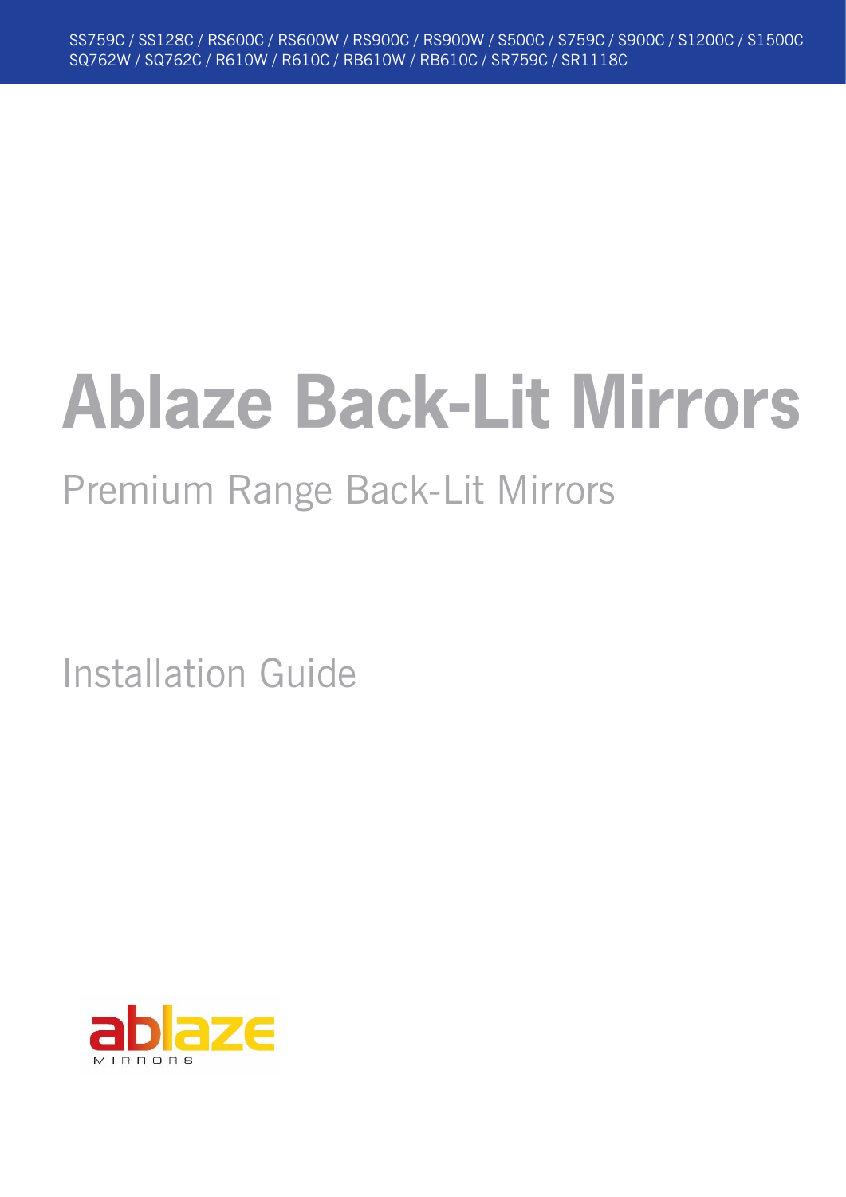SS759C / SS128C / RS600C / RS600W / RS900C / RS900W / S500C / S759C / S900C / S1200C / S1500C
SQ762W / SQ762C / R610W / R610C / RB610W / RB610C / SR759C / SR1118C

# Ablaze Back-Lit Mirrors

## Premium Range Back-Lit Mirrors

Installation Guide

ablaze
MIRRORS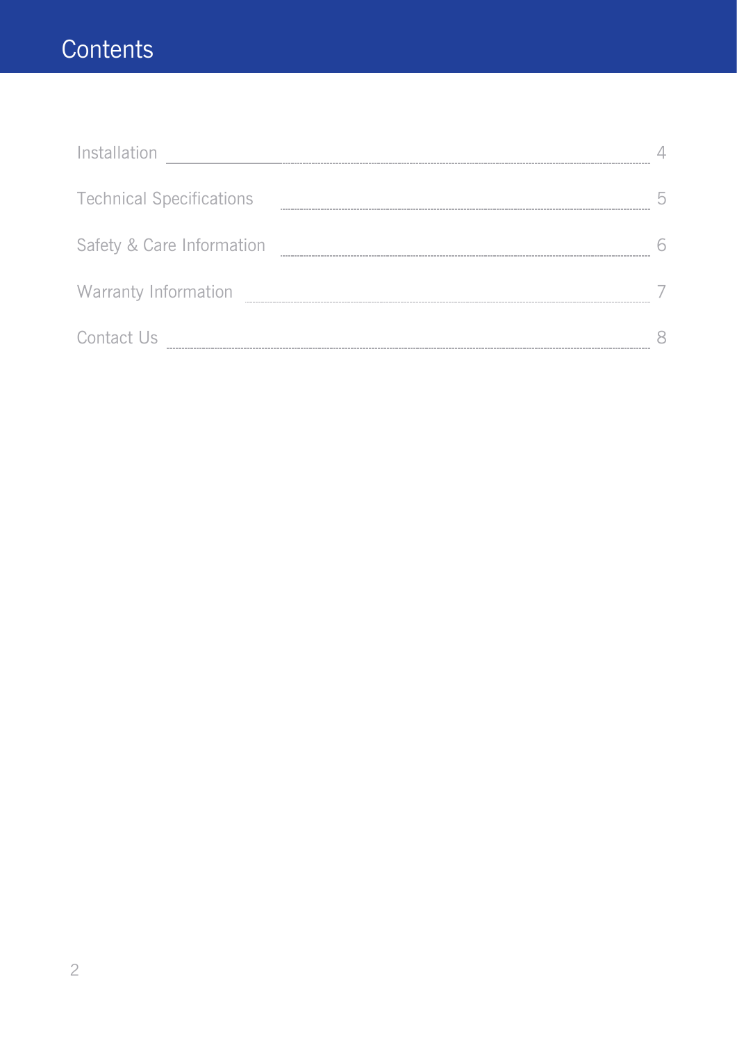# Contents

| | |
|---|---|
| Installation | 4 |
| Technical Specifications | 5 |
| Safety & Care Information | 6 |
| Warranty Information | 7 |
| Contact Us | 8 |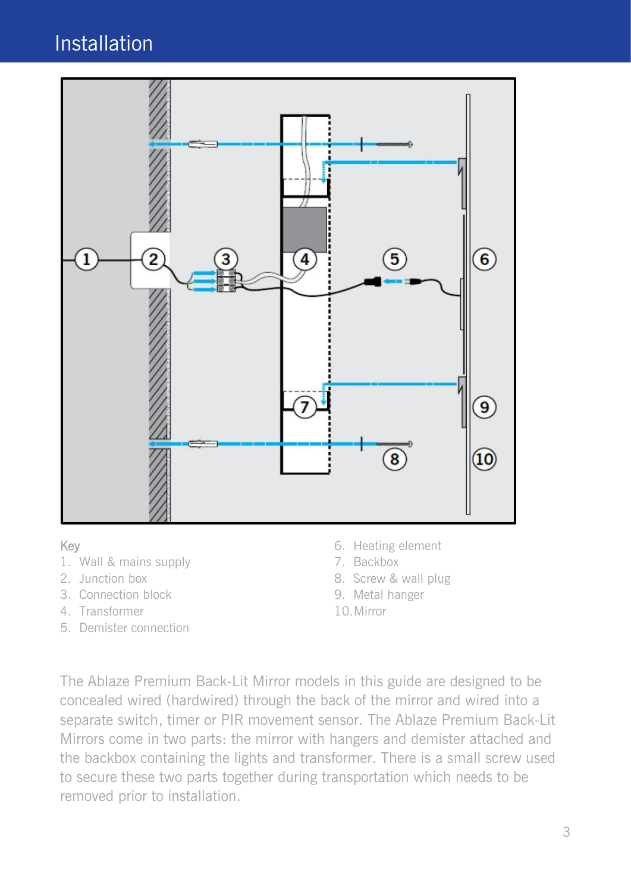# Installation

**Key**

1. Wall & mains supply
2. Junction box
3. Connection block
4. Transformer
5. Demister connection
6. Heating element
7. Backbox
8. Screw & wall plug
9. Metal hanger
10. Mirror

The Ablaze Premium Back-Lit Mirror models in this guide are designed to be concealed wired (hardwired) through the back of the mirror and wired into a separate switch, timer or PIR movement sensor. The Ablaze Premium Back-Lit Mirrors come in two parts: the mirror with hangers and demister attached and the backbox containing the lights and transformer. There is a small screw used to secure these two parts together during transportation which needs to be removed prior to installation.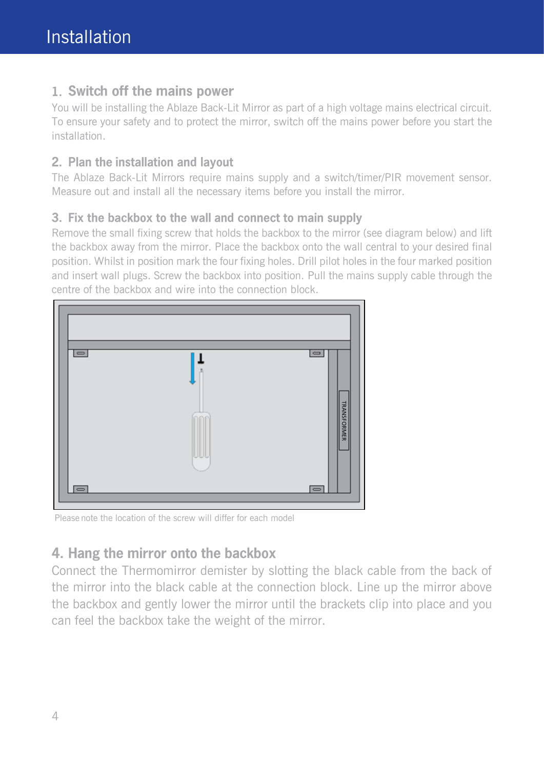# Installation

## 1. Switch off the mains power

You will be installing the Ablaze Back-Lit Mirror as part of a high voltage mains electrical circuit. To ensure your safety and to protect the mirror, switch off the mains power before you start the installation.

## 2. Plan the installation and layout

The Ablaze Back-Lit Mirrors require mains supply and a switch/timer/PIR movement sensor. Measure out and install all the necessary items before you install the mirror.

## 3. Fix the backbox to the wall and connect to main supply

Remove the small fixing screw that holds the backbox to the mirror (see diagram below) and lift the backbox away from the mirror. Place the backbox onto the wall central to your desired final position. Whilst in position mark the four fixing holes. Drill pilot holes in the four marked position and insert wall plugs. Screw the backbox into position. Pull the mains supply cable through the centre of the backbox and wire into the connection block.

TRANSFORMER

Please note the location of the screw will differ for each model

## 4. Hang the mirror onto the backbox

Connect the Thermomirror demister by slotting the black cable from the back of the mirror into the black cable at the connection block. Line up the mirror above the backbox and gently lower the mirror until the brackets clip into place and you can feel the backbox take the weight of the mirror.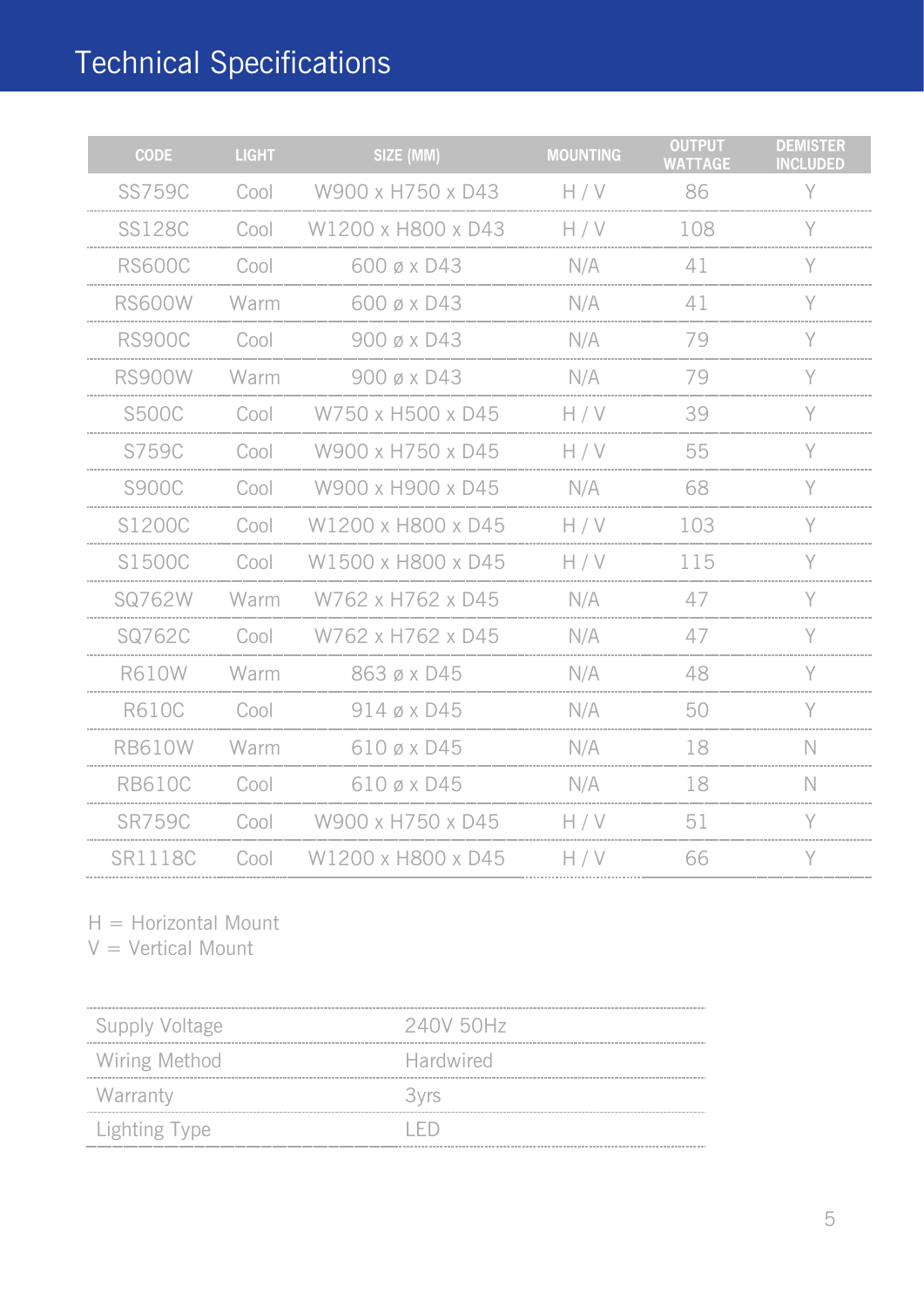# Technical Specifications

| CODE | LIGHT | SIZE (MM) | MOUNTING | OUTPUT WATTAGE | DEMISTER INCLUDED |
|---|---|---|---|---|---|
| SS759C | Cool | W900 x H750 x D43 | H / V | 86 | Y |
| SS128C | Cool | W1200 x H800 x D43 | H / V | 108 | Y |
| RS600C | Cool | 600 ø x D43 | N/A | 41 | Y |
| RS600W | Warm | 600 ø x D43 | N/A | 41 | Y |
| RS900C | Cool | 900 ø x D43 | N/A | 79 | Y |
| RS900W | Warm | 900 ø x D43 | N/A | 79 | Y |
| S500C | Cool | W750 x H500 x D45 | H / V | 39 | Y |
| S759C | Cool | W900 x H750 x D45 | H / V | 55 | Y |
| S900C | Cool | W900 x H900 x D45 | N/A | 68 | Y |
| S1200C | Cool | W1200 x H800 x D45 | H / V | 103 | Y |
| S1500C | Cool | W1500 x H800 x D45 | H / V | 115 | Y |
| SQ762W | Warm | W762 x H762 x D45 | N/A | 47 | Y |
| SQ762C | Cool | W762 x H762 x D45 | N/A | 47 | Y |
| R610W | Warm | 863 ø x D45 | N/A | 48 | Y |
| R610C | Cool | 914 ø x D45 | N/A | 50 | Y |
| RB610W | Warm | 610 ø x D45 | N/A | 18 | N |
| RB610C | Cool | 610 ø x D45 | N/A | 18 | N |
| SR759C | Cool | W900 x H750 x D45 | H / V | 51 | Y |
| SR1118C | Cool | W1200 x H800 x D45 | H / V | 66 | Y |

H = Horizontal Mount
V = Vertical Mount

| | |
|---|---|
| Supply Voltage | 240V 50Hz |
| Wiring Method | Hardwired |
| Warranty | 3yrs |
| Lighting Type | LED |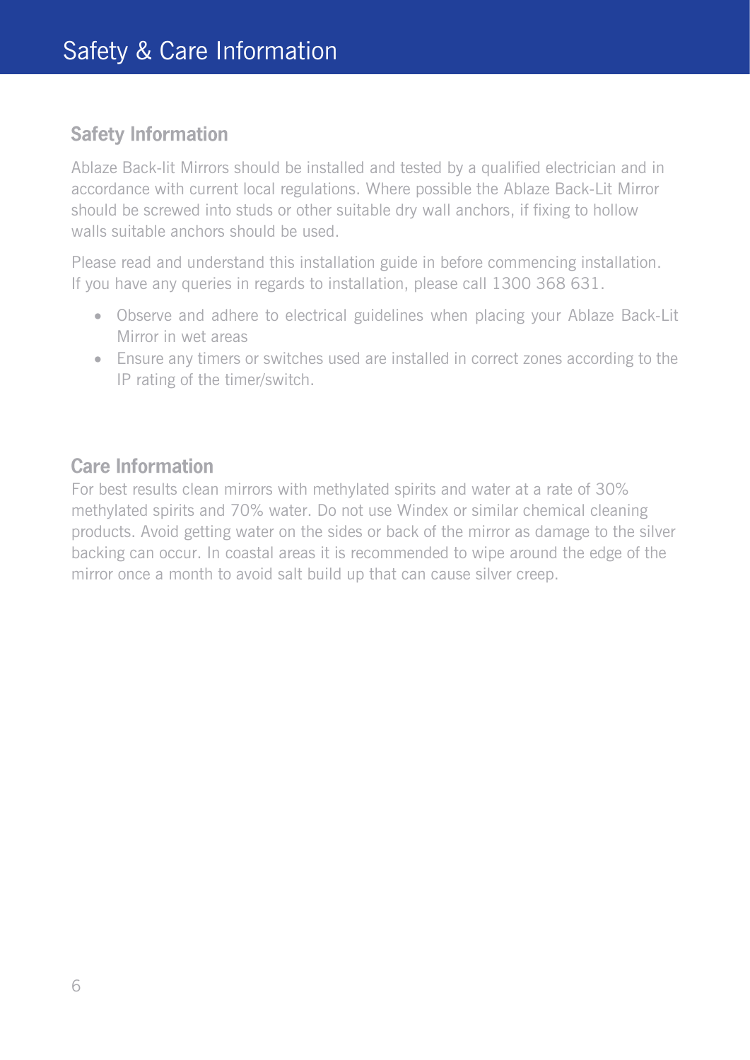# Safety & Care Information

## Safety Information

Ablaze Back-lit Mirrors should be installed and tested by a qualified electrician and in accordance with current local regulations. Where possible the Ablaze Back-Lit Mirror should be screwed into studs or other suitable dry wall anchors, if fixing to hollow walls suitable anchors should be used.

Please read and understand this installation guide in before commencing installation. If you have any queries in regards to installation, please call 1300 368 631.

- Observe and adhere to electrical guidelines when placing your Ablaze Back-Lit Mirror in wet areas
- Ensure any timers or switches used are installed in correct zones according to the IP rating of the timer/switch.

## Care Information

For best results clean mirrors with methylated spirits and water at a rate of 30% methylated spirits and 70% water. Do not use Windex or similar chemical cleaning products. Avoid getting water on the sides or back of the mirror as damage to the silver backing can occur. In coastal areas it is recommended to wipe around the edge of the mirror once a month to avoid salt build up that can cause silver creep.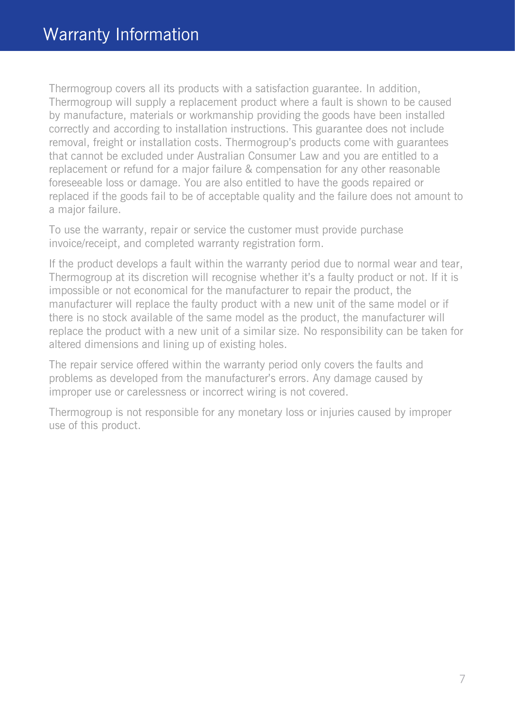# Warranty Information

Thermogroup covers all its products with a satisfaction guarantee. In addition, Thermogroup will supply a replacement product where a fault is shown to be caused by manufacture, materials or workmanship providing the goods have been installed correctly and according to installation instructions. This guarantee does not include removal, freight or installation costs. Thermogroup's products come with guarantees that cannot be excluded under Australian Consumer Law and you are entitled to a replacement or refund for a major failure & compensation for any other reasonable foreseeable loss or damage. You are also entitled to have the goods repaired or replaced if the goods fail to be of acceptable quality and the failure does not amount to a major failure.

To use the warranty, repair or service the customer must provide purchase invoice/receipt, and completed warranty registration form.

If the product develops a fault within the warranty period due to normal wear and tear, Thermogroup at its discretion will recognise whether it's a faulty product or not. If it is impossible or not economical for the manufacturer to repair the product, the manufacturer will replace the faulty product with a new unit of the same model or if there is no stock available of the same model as the product, the manufacturer will replace the product with a new unit of a similar size. No responsibility can be taken for altered dimensions and lining up of existing holes.

The repair service offered within the warranty period only covers the faults and problems as developed from the manufacturer's errors. Any damage caused by improper use or carelessness or incorrect wiring is not covered.

Thermogroup is not responsible for any monetary loss or injuries caused by improper use of this product.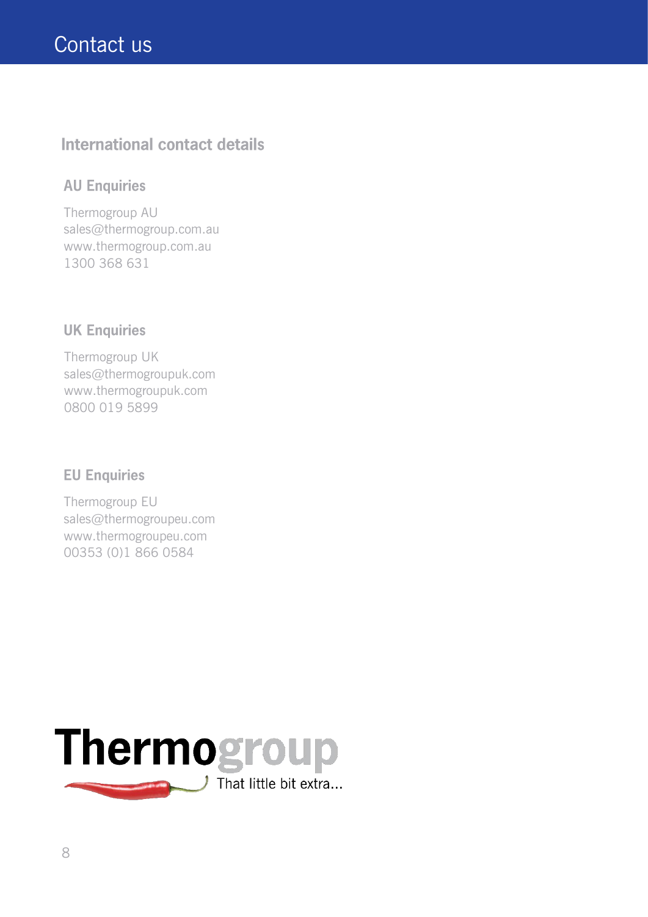# Contact us

## International contact details

### AU Enquiries

Thermogroup AU
sales@thermogroup.com.au
www.thermogroup.com.au
1300 368 631

### UK Enquiries

Thermogroup UK
sales@thermogroupuk.com
www.thermogroupuk.com
0800 019 5899

### EU Enquiries

Thermogroup EU
sales@thermogroupeu.com
www.thermogroupeu.com
00353 (0)1 866 0584

Thermogroup
That little bit extra...